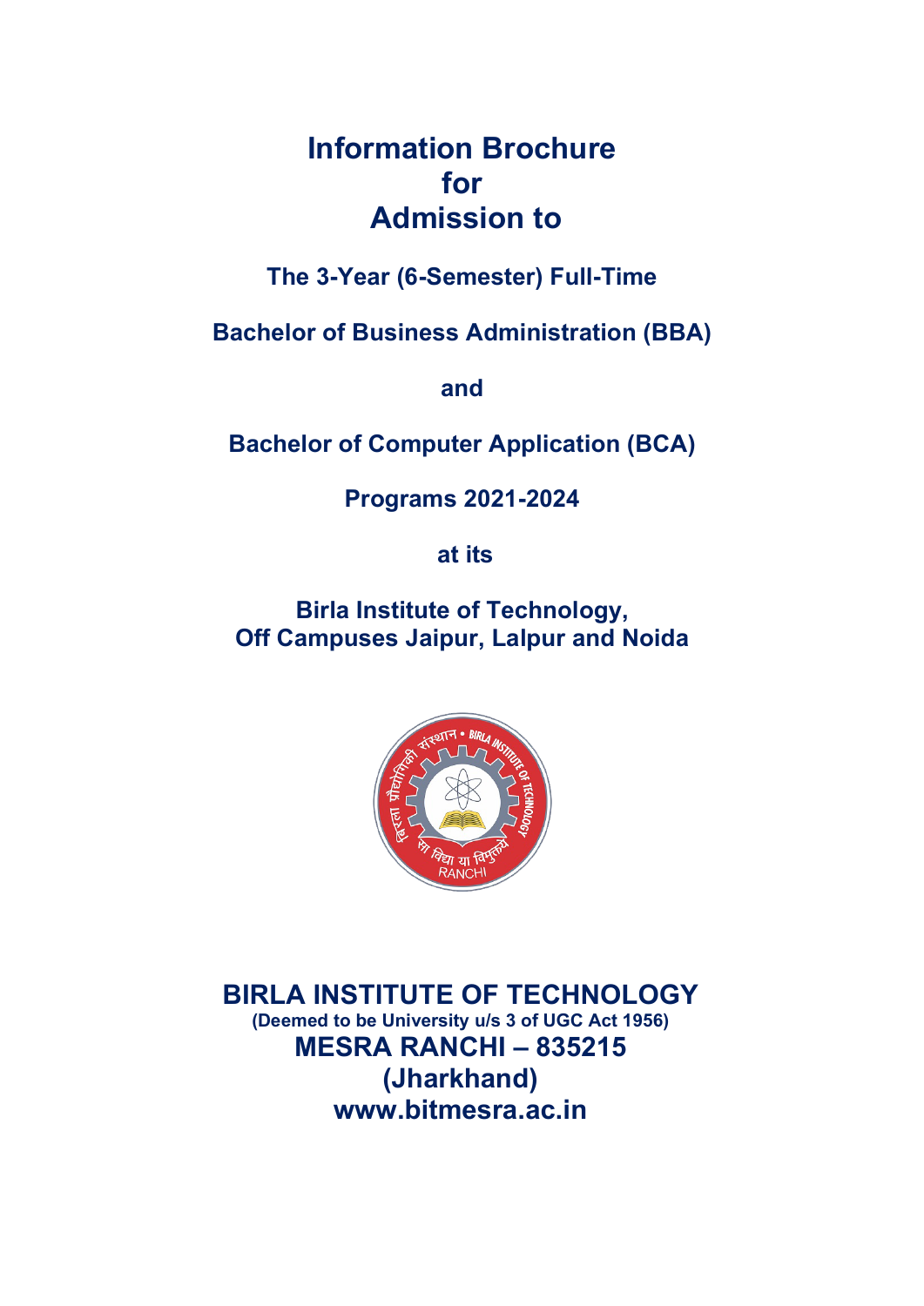# Information Brochure for Admission to

**The 3-Year (6-Semester) Full-Time**

**Bachelor of Business Administration (BBA)**

**and**

**Bachelor of Computer Application (BCA)**

**Programs 2021-2024**

**at its**

**Birla Institute of Technology,**
**Off Campuses Jaipur, Lalpur and Noida**

## BIRLA INSTITUTE OF TECHNOLOGY

**(Deemed to be University u/s 3 of UGC Act 1956)**

**MESRA RANCHI – 835215**

**(Jharkhand)**

**www.bitmesra.ac.in**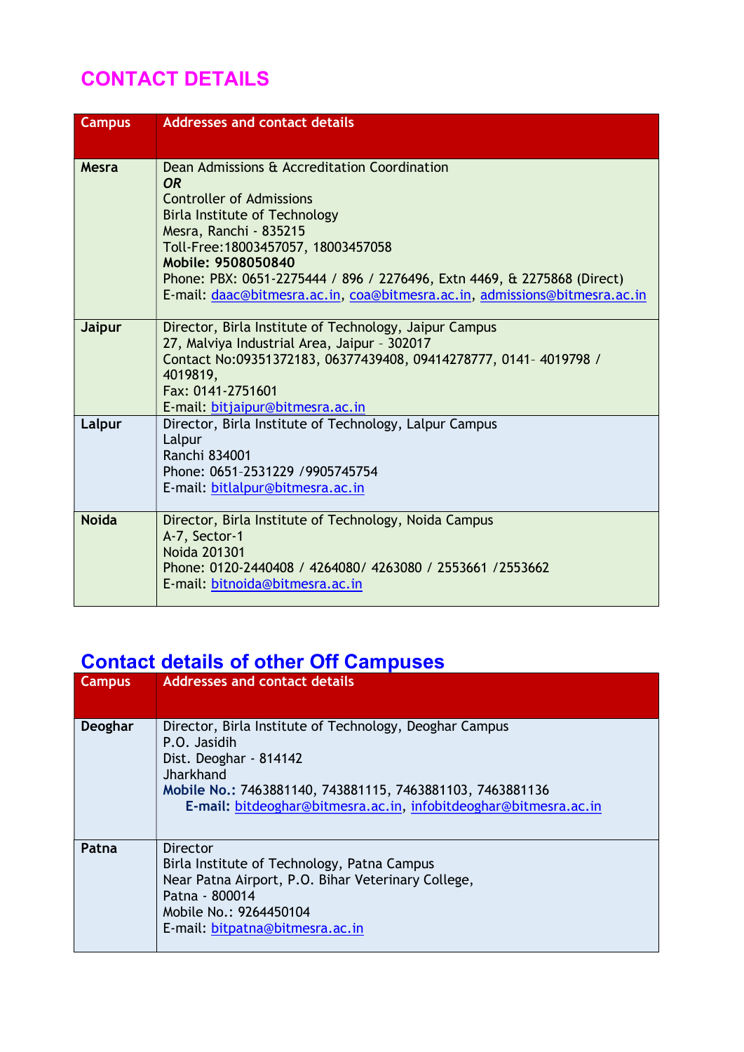# CONTACT DETAILS

| Campus | Addresses and contact details |
|---|---|
| **Mesra** | Dean Admissions & Accreditation Coordination<br>***OR***<br>Controller of Admissions<br>Birla Institute of Technology<br>Mesra, Ranchi - 835215<br>Toll-Free:18003457057, 18003457058<br>**Mobile: 9508050840**<br>Phone: PBX: 0651-2275444 / 896 / 2276496, Extn 4469, & 2275868 (Direct)<br>E-mail: daac@bitmesra.ac.in, coa@bitmesra.ac.in, admissions@bitmesra.ac.in |
| **Jaipur** | Director, Birla Institute of Technology, Jaipur Campus<br>27, Malviya Industrial Area, Jaipur – 302017<br>Contact No:09351372183, 06377439408, 09414278777, 0141– 4019798 / 4019819,<br>Fax: 0141-2751601<br>E-mail: bitjaipur@bitmesra.ac.in |
| **Lalpur** | Director, Birla Institute of Technology, Lalpur Campus<br>Lalpur<br>Ranchi 834001<br>Phone: 0651–2531229 /9905745754<br>E-mail: bitlalpur@bitmesra.ac.in |
| **Noida** | Director, Birla Institute of Technology, Noida Campus<br>A-7, Sector-1<br>Noida 201301<br>Phone: 0120-2440408 / 4264080/ 4263080 / 2553661 /2553662<br>E-mail: bitnoida@bitmesra.ac.in |

## Contact details of other Off Campuses

| Campus | Addresses and contact details |
|---|---|
| **Deoghar** | Director, Birla Institute of Technology, Deoghar Campus<br>P.O. Jasidih<br>Dist. Deoghar - 814142<br>Jharkhand<br>**Mobile No.:** 7463881140, 743881115, 7463881103, 7463881136<br>**E-mail:** bitdeoghar@bitmesra.ac.in, infobitdeoghar@bitmesra.ac.in |
| **Patna** | Director<br>Birla Institute of Technology, Patna Campus<br>Near Patna Airport, P.O. Bihar Veterinary College,<br>Patna - 800014<br>Mobile No.: 9264450104<br>E-mail: bitpatna@bitmesra.ac.in |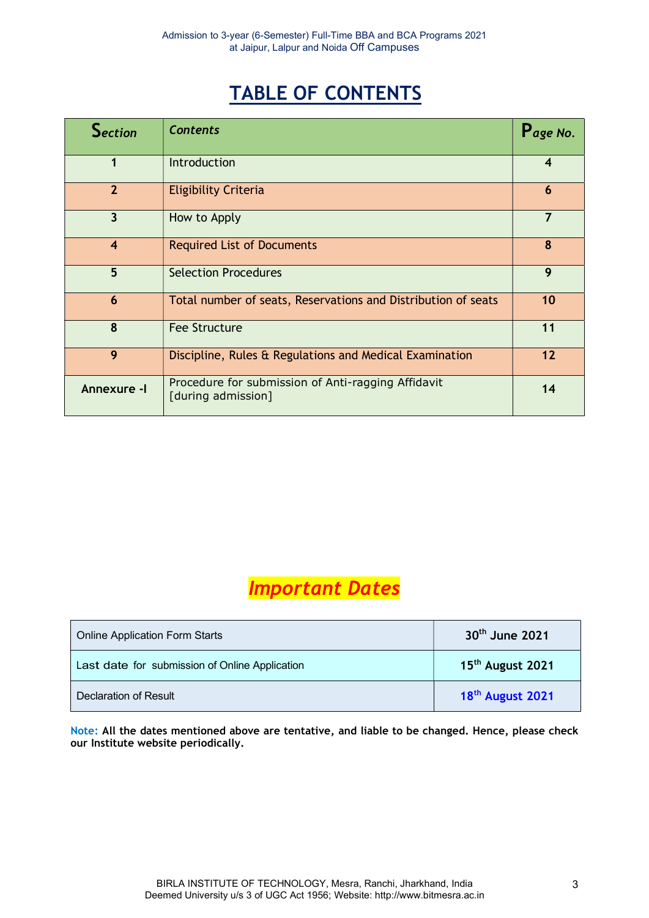# TABLE OF CONTENTS

| Section | Contents | Page No. |
|---|---|---|
| 1 | Introduction | 4 |
| 2 | Eligibility Criteria | 6 |
| 3 | How to Apply | 7 |
| 4 | Required List of Documents | 8 |
| 5 | Selection Procedures | 9 |
| 6 | Total number of seats, Reservations and Distribution of seats | 10 |
| 8 | Fee Structure | 11 |
| 9 | Discipline, Rules & Regulations and Medical Examination | 12 |
| Annexure -I | Procedure for submission of Anti-ragging Affidavit [during admission] | 14 |

## *Important Dates*

| | |
|---|---|
| Online Application Form Starts | 30th June 2021 |
| Last date for submission of Online Application | 15th August 2021 |
| Declaration of Result | 18th August 2021 |

**Note: All the dates mentioned above are tentative, and liable to be changed. Hence, please check our Institute website periodically.**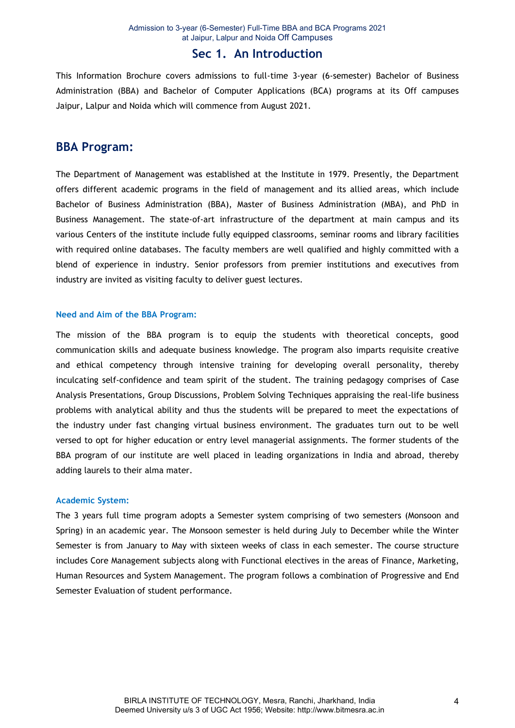# Sec 1. An Introduction

This Information Brochure covers admissions to full-time 3-year (6-semester) Bachelor of Business Administration (BBA) and Bachelor of Computer Applications (BCA) programs at its Off campuses Jaipur, Lalpur and Noida which will commence from August 2021.

## BBA Program:

The Department of Management was established at the Institute in 1979. Presently, the Department offers different academic programs in the field of management and its allied areas, which include Bachelor of Business Administration (BBA), Master of Business Administration (MBA), and PhD in Business Management. The state-of-art infrastructure of the department at main campus and its various Centers of the institute include fully equipped classrooms, seminar rooms and library facilities with required online databases. The faculty members are well qualified and highly committed with a blend of experience in industry. Senior professors from premier institutions and executives from industry are invited as visiting faculty to deliver guest lectures.

### Need and Aim of the BBA Program:

The mission of the BBA program is to equip the students with theoretical concepts, good communication skills and adequate business knowledge. The program also imparts requisite creative and ethical competency through intensive training for developing overall personality, thereby inculcating self-confidence and team spirit of the student. The training pedagogy comprises of Case Analysis Presentations, Group Discussions, Problem Solving Techniques appraising the real-life business problems with analytical ability and thus the students will be prepared to meet the expectations of the industry under fast changing virtual business environment. The graduates turn out to be well versed to opt for higher education or entry level managerial assignments. The former students of the BBA program of our institute are well placed in leading organizations in India and abroad, thereby adding laurels to their alma mater.

### Academic System:

The 3 years full time program adopts a Semester system comprising of two semesters (Monsoon and Spring) in an academic year. The Monsoon semester is held during July to December while the Winter Semester is from January to May with sixteen weeks of class in each semester. The course structure includes Core Management subjects along with Functional electives in the areas of Finance, Marketing, Human Resources and System Management. The program follows a combination of Progressive and End Semester Evaluation of student performance.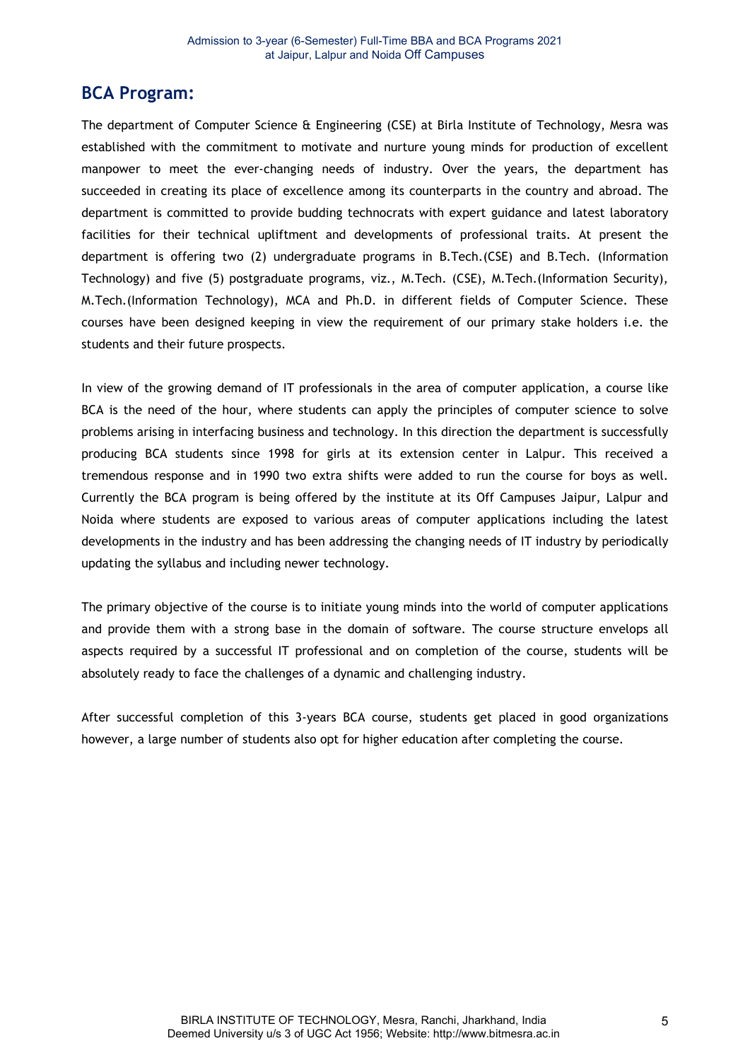## BCA Program:

The department of Computer Science & Engineering (CSE) at Birla Institute of Technology, Mesra was established with the commitment to motivate and nurture young minds for production of excellent manpower to meet the ever-changing needs of industry. Over the years, the department has succeeded in creating its place of excellence among its counterparts in the country and abroad. The department is committed to provide budding technocrats with expert guidance and latest laboratory facilities for their technical upliftment and developments of professional traits. At present the department is offering two (2) undergraduate programs in B.Tech.(CSE) and B.Tech. (Information Technology) and five (5) postgraduate programs, viz., M.Tech. (CSE), M.Tech.(Information Security), M.Tech.(Information Technology), MCA and Ph.D. in different fields of Computer Science. These courses have been designed keeping in view the requirement of our primary stake holders i.e. the students and their future prospects.

In view of the growing demand of IT professionals in the area of computer application, a course like BCA is the need of the hour, where students can apply the principles of computer science to solve problems arising in interfacing business and technology. In this direction the department is successfully producing BCA students since 1998 for girls at its extension center in Lalpur. This received a tremendous response and in 1990 two extra shifts were added to run the course for boys as well. Currently the BCA program is being offered by the institute at its Off Campuses Jaipur, Lalpur and Noida where students are exposed to various areas of computer applications including the latest developments in the industry and has been addressing the changing needs of IT industry by periodically updating the syllabus and including newer technology.

The primary objective of the course is to initiate young minds into the world of computer applications and provide them with a strong base in the domain of software. The course structure envelops all aspects required by a successful IT professional and on completion of the course, students will be absolutely ready to face the challenges of a dynamic and challenging industry.

After successful completion of this 3-years BCA course, students get placed in good organizations however, a large number of students also opt for higher education after completing the course.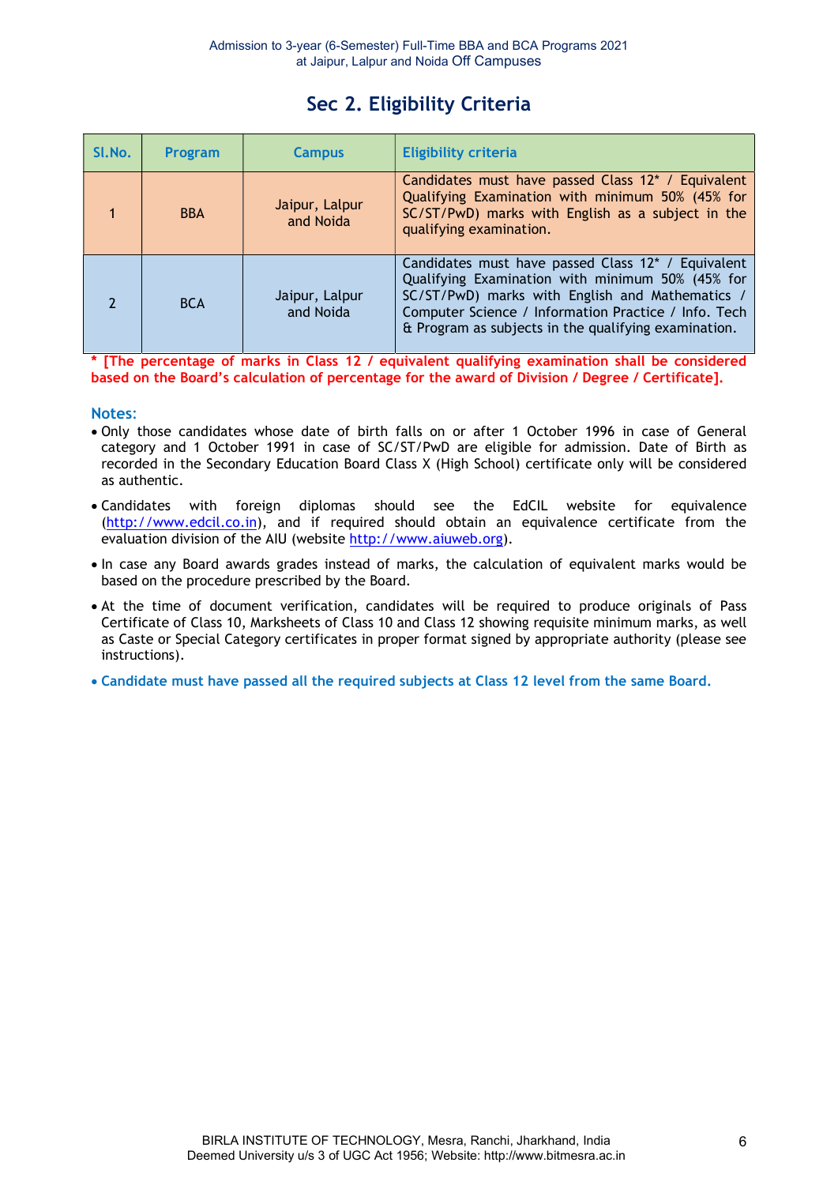## Sec 2. Eligibility Criteria

| Sl.No. | Program | Campus | Eligibility criteria |
|---|---|---|---|
| 1 | BBA | Jaipur, Lalpur and Noida | Candidates must have passed Class 12* / Equivalent Qualifying Examination with minimum 50% (45% for SC/ST/PwD) marks with English as a subject in the qualifying examination. |
| 2 | BCA | Jaipur, Lalpur and Noida | Candidates must have passed Class 12* / Equivalent Qualifying Examination with minimum 50% (45% for SC/ST/PwD) marks with English and Mathematics / Computer Science / Information Practice / Info. Tech & Program as subjects in the qualifying examination. |

**\* [The percentage of marks in Class 12 / equivalent qualifying examination shall be considered based on the Board's calculation of percentage for the award of Division / Degree / Certificate].**

**Notes:**

- Only those candidates whose date of birth falls on or after 1 October 1996 in case of General category and 1 October 1991 in case of SC/ST/PwD are eligible for admission. Date of Birth as recorded in the Secondary Education Board Class X (High School) certificate only will be considered as authentic.
- Candidates with foreign diplomas should see the EdCIL website for equivalence (http://www.edcil.co.in), and if required should obtain an equivalence certificate from the evaluation division of the AIU (website http://www.aiuweb.org).
- In case any Board awards grades instead of marks, the calculation of equivalent marks would be based on the procedure prescribed by the Board.
- At the time of document verification, candidates will be required to produce originals of Pass Certificate of Class 10, Marksheets of Class 10 and Class 12 showing requisite minimum marks, as well as Caste or Special Category certificates in proper format signed by appropriate authority (please see instructions).
- **Candidate must have passed all the required subjects at Class 12 level from the same Board.**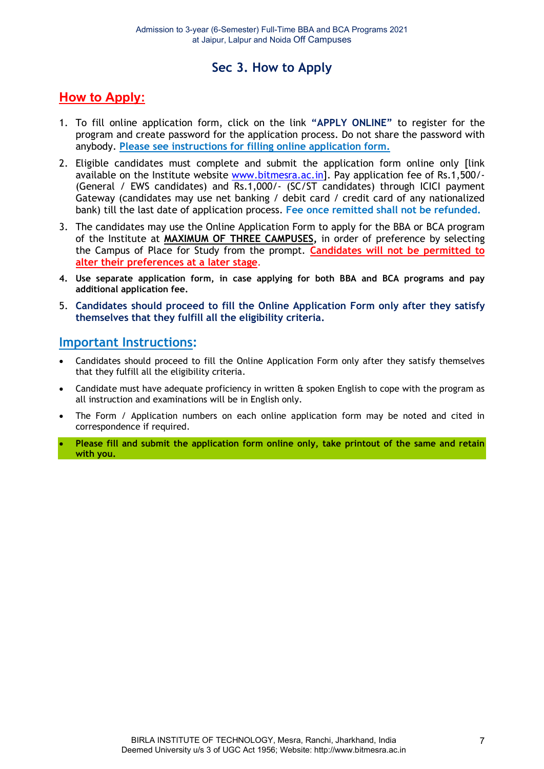# Sec 3. How to Apply

## How to Apply:

1. To fill online application form, click on the link **"APPLY ONLINE"** to register for the program and create password for the application process. Do not share the password with anybody. **Please see instructions for filling online application form.**
2. Eligible candidates must complete and submit the application form online only [link available on the Institute website www.bitmesra.ac.in]. Pay application fee of Rs.1,500/- (General / EWS candidates) and Rs.1,000/- (SC/ST candidates) through ICICI payment Gateway (candidates may use net banking / debit card / credit card of any nationalized bank) till the last date of application process. **Fee once remitted shall not be refunded.**
3. The candidates may use the Online Application Form to apply for the BBA or BCA program of the Institute at **MAXIMUM OF THREE CAMPUSES,** in order of preference by selecting the Campus of Place for Study from the prompt. **Candidates will not be permitted to alter their preferences at a later stage.**
4. **Use separate application form, in case applying for both BBA and BCA programs and pay additional application fee.**
5. **Candidates should proceed to fill the Online Application Form only after they satisfy themselves that they fulfill all the eligibility criteria.**

## Important Instructions:

- Candidates should proceed to fill the Online Application Form only after they satisfy themselves that they fulfill all the eligibility criteria.
- Candidate must have adequate proficiency in written & spoken English to cope with the program as all instruction and examinations will be in English only.
- The Form / Application numbers on each online application form may be noted and cited in correspondence if required.
- **Please fill and submit the application form online only, take printout of the same and retain with you.**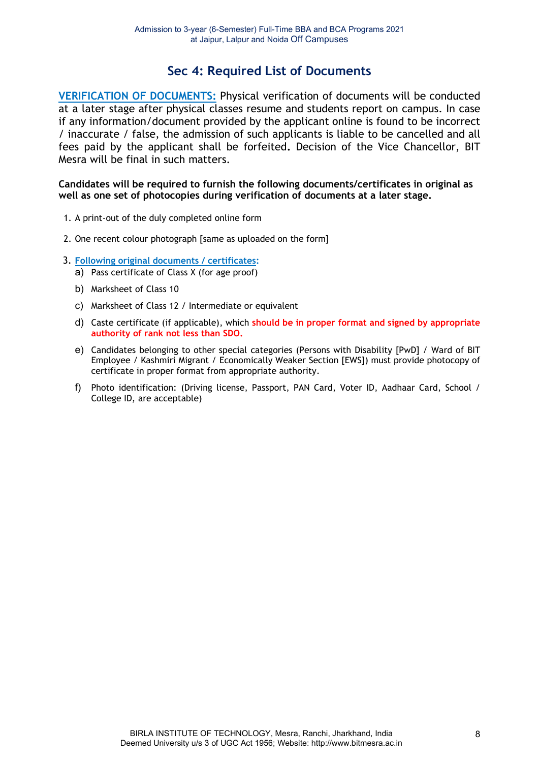## Sec 4: Required List of Documents

**VERIFICATION OF DOCUMENTS:** Physical verification of documents will be conducted at a later stage after physical classes resume and students report on campus. In case if any information/document provided by the applicant online is found to be incorrect / inaccurate / false, the admission of such applicants is liable to be cancelled and all fees paid by the applicant shall be forfeited**.** Decision of the Vice Chancellor, BIT Mesra will be final in such matters.

**Candidates will be required to furnish the following documents/certificates in original as well as one set of photocopies during verification of documents at a later stage.**

1. A print-out of the duly completed online form
2. One recent colour photograph [same as uploaded on the form]
3. **Following original documents / certificates:**
   a) Pass certificate of Class X (for age proof)
   b) Marksheet of Class 10
   c) Marksheet of Class 12 / Intermediate or equivalent
   d) Caste certificate (if applicable), which **should be in proper format and signed by appropriate authority of rank not less than SDO.**
   e) Candidates belonging to other special categories (Persons with Disability [PwD] / Ward of BIT Employee / Kashmiri Migrant / Economically Weaker Section [EWS]) must provide photocopy of certificate in proper format from appropriate authority.
   f) Photo identification: (Driving license, Passport, PAN Card, Voter ID, Aadhaar Card, School / College ID, are acceptable)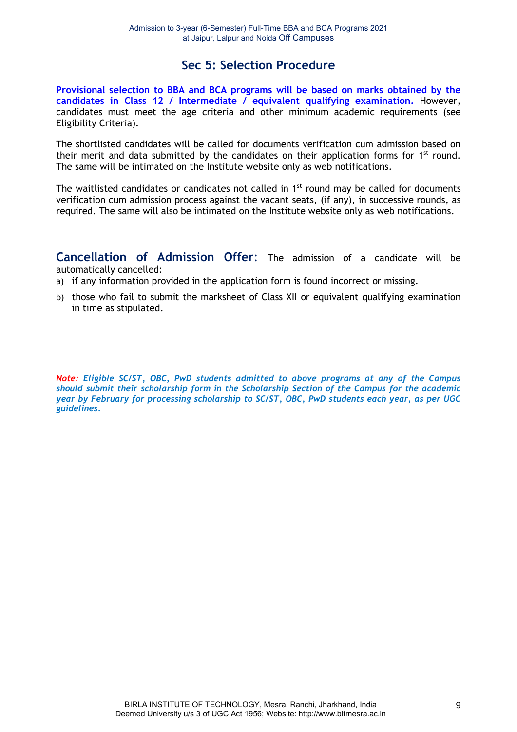## Sec 5: Selection Procedure

**Provisional selection to BBA and BCA programs will be based on marks obtained by the candidates in Class 12 / Intermediate / equivalent qualifying examination.** However, candidates must meet the age criteria and other minimum academic requirements (see Eligibility Criteria).

The shortlisted candidates will be called for documents verification cum admission based on their merit and data submitted by the candidates on their application forms for 1st round. The same will be intimated on the Institute website only as web notifications.

The waitlisted candidates or candidates not called in 1st round may be called for documents verification cum admission process against the vacant seats, (if any), in successive rounds, as required. The same will also be intimated on the Institute website only as web notifications.

**Cancellation of Admission Offer**: The admission of a candidate will be automatically cancelled:

a) if any information provided in the application form is found incorrect or missing.

b) those who fail to submit the marksheet of Class XII or equivalent qualifying examination in time as stipulated.

***Note:** Eligible SC/ST, OBC, PwD students admitted to above programs at any of the Campus should submit their scholarship form in the Scholarship Section of the Campus for the academic year by February for processing scholarship to SC/ST, OBC, PwD students each year, as per UGC guidelines.*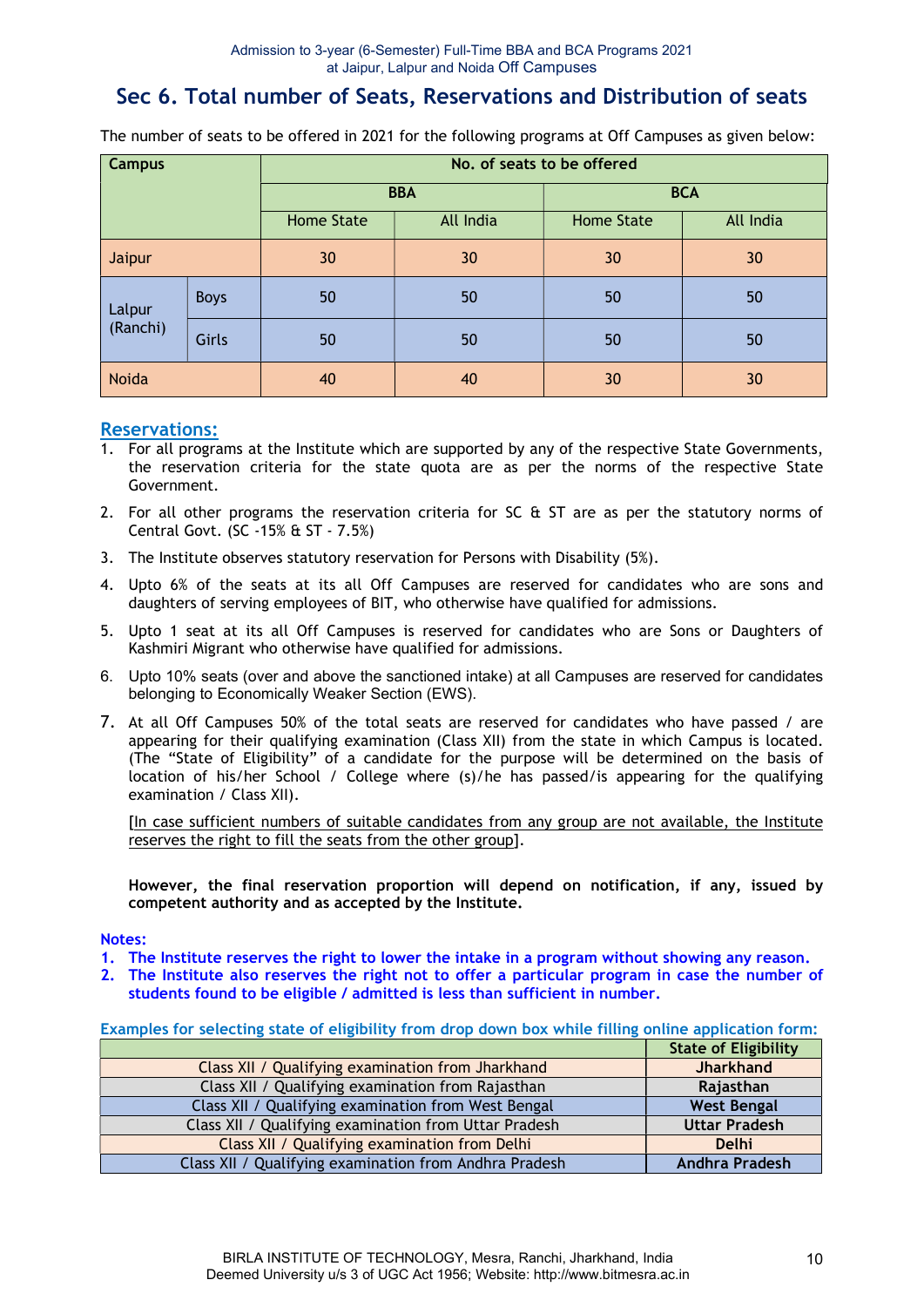## Sec 6. Total number of Seats, Reservations and Distribution of seats

The number of seats to be offered in 2021 for the following programs at Off Campuses as given below:

| Campus | | No. of seats to be offered | | | |
|---|---|---|---|---|---|
| | | BBA | | BCA | |
| | | Home State | All India | Home State | All India |
| Jaipur | | 30 | 30 | 30 | 30 |
| Lalpur (Ranchi) | Boys | 50 | 50 | 50 | 50 |
| | Girls | 50 | 50 | 50 | 50 |
| Noida | | 40 | 40 | 30 | 30 |

### Reservations:

1. For all programs at the Institute which are supported by any of the respective State Governments, the reservation criteria for the state quota are as per the norms of the respective State Government.
2. For all other programs the reservation criteria for SC & ST are as per the statutory norms of Central Govt. (SC -15% & ST - 7.5%)
3. The Institute observes statutory reservation for Persons with Disability (5%).
4. Upto 6% of the seats at its all Off Campuses are reserved for candidates who are sons and daughters of serving employees of BIT, who otherwise have qualified for admissions.
5. Upto 1 seat at its all Off Campuses is reserved for candidates who are Sons or Daughters of Kashmiri Migrant who otherwise have qualified for admissions.
6. Upto 10% seats (over and above the sanctioned intake) at all Campuses are reserved for candidates belonging to Economically Weaker Section (EWS).
7. At all Off Campuses 50% of the total seats are reserved for candidates who have passed / are appearing for their qualifying examination (Class XII) from the state in which Campus is located. (The "State of Eligibility" of a candidate for the purpose will be determined on the basis of location of his/her School / College where (s)/he has passed/is appearing for the qualifying examination / Class XII).

   [In case sufficient numbers of suitable candidates from any group are not available, the Institute reserves the right to fill the seats from the other group].

   **However, the final reservation proportion will depend on notification, if any, issued by competent authority and as accepted by the Institute.**

**Notes:**

1. **The Institute reserves the right to lower the intake in a program without showing any reason.**
2. **The Institute also reserves the right not to offer a particular program in case the number of students found to be eligible / admitted is less than sufficient in number.**

**Examples for selecting state of eligibility from drop down box while filling online application form:**

| | State of Eligibility |
|---|---|
| Class XII / Qualifying examination from Jharkhand | Jharkhand |
| Class XII / Qualifying examination from Rajasthan | Rajasthan |
| Class XII / Qualifying examination from West Bengal | West Bengal |
| Class XII / Qualifying examination from Uttar Pradesh | Uttar Pradesh |
| Class XII / Qualifying examination from Delhi | Delhi |
| Class XII / Qualifying examination from Andhra Pradesh | Andhra Pradesh |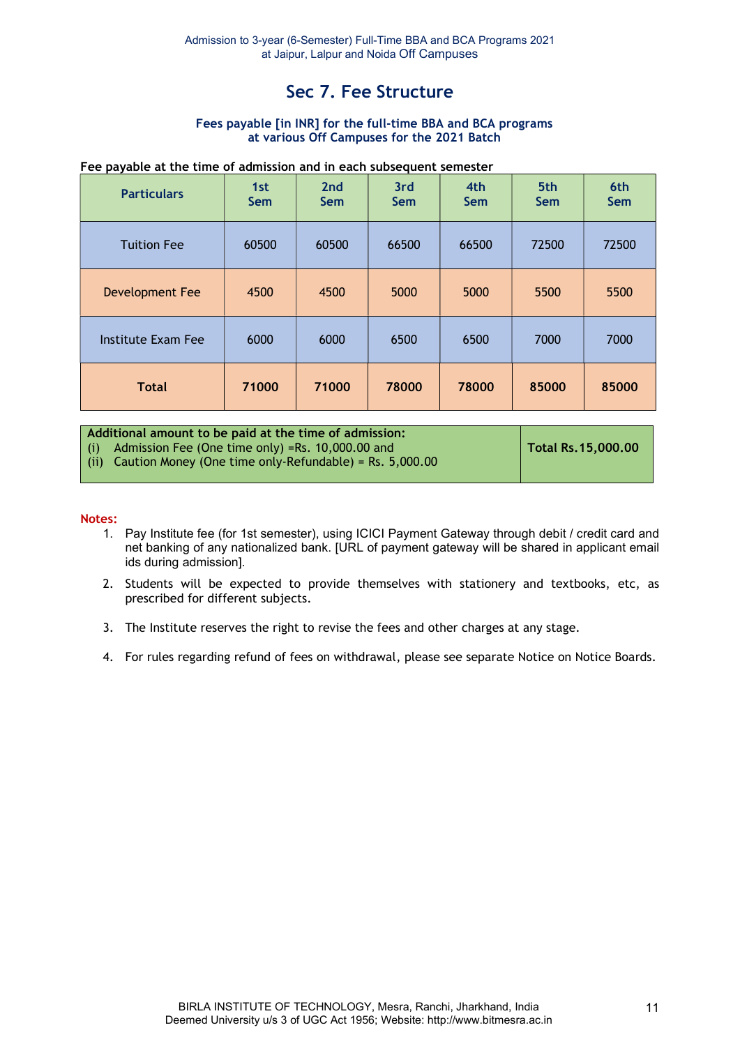# Sec 7. Fee Structure

**Fees payable [in INR] for the full-time BBA and BCA programs at various Off Campuses for the 2021 Batch**

**Fee payable at the time of admission and in each subsequent semester**

| Particulars | 1st Sem | 2nd Sem | 3rd Sem | 4th Sem | 5th Sem | 6th Sem |
|---|---|---|---|---|---|---|
| Tuition Fee | 60500 | 60500 | 66500 | 66500 | 72500 | 72500 |
| Development Fee | 4500 | 4500 | 5000 | 5000 | 5500 | 5500 |
| Institute Exam Fee | 6000 | 6000 | 6500 | 6500 | 7000 | 7000 |
| **Total** | **71000** | **71000** | **78000** | **78000** | **85000** | **85000** |

| **Additional amount to be paid at the time of admission:** (i) Admission Fee (One time only) =Rs. 10,000.00 and (ii) Caution Money (One time only-Refundable) = Rs. 5,000.00 | **Total Rs.15,000.00** |
|---|---|

**Notes:**

1. Pay Institute fee (for 1st semester), using ICICI Payment Gateway through debit / credit card and net banking of any nationalized bank. [URL of payment gateway will be shared in applicant email ids during admission].
2. Students will be expected to provide themselves with stationery and textbooks, etc, as prescribed for different subjects.
3. The Institute reserves the right to revise the fees and other charges at any stage.
4. For rules regarding refund of fees on withdrawal, please see separate Notice on Notice Boards.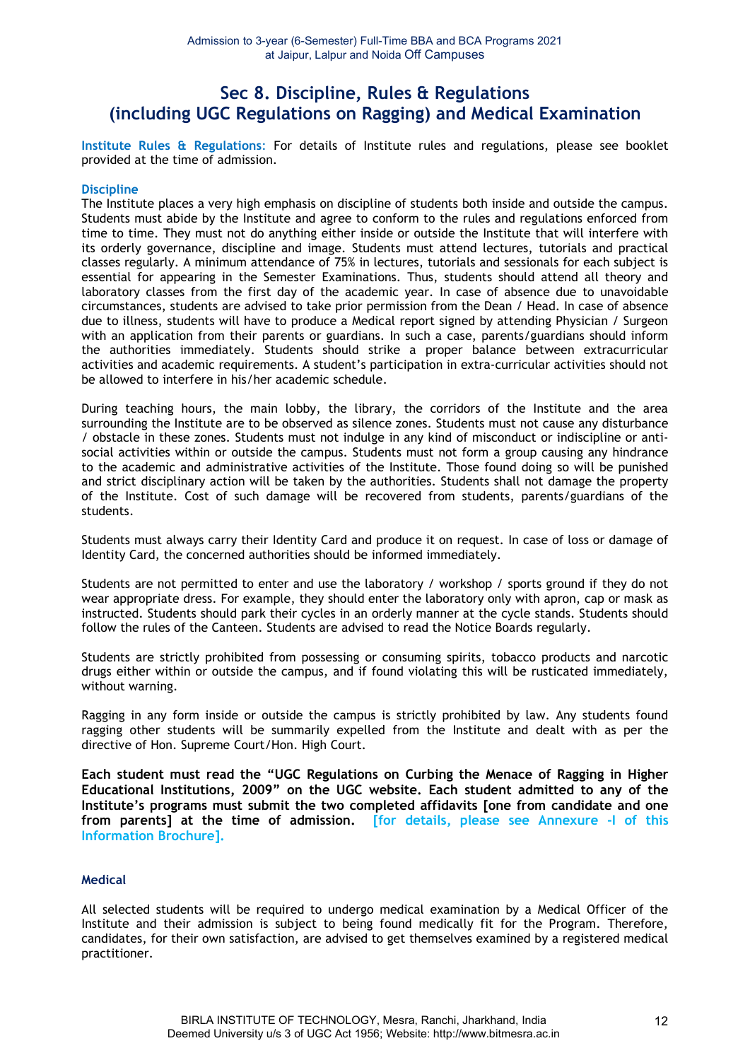# Sec 8. Discipline, Rules & Regulations (including UGC Regulations on Ragging) and Medical Examination

**Institute Rules & Regulations:** For details of Institute rules and regulations, please see booklet provided at the time of admission.

**Discipline**

The Institute places a very high emphasis on discipline of students both inside and outside the campus. Students must abide by the Institute and agree to conform to the rules and regulations enforced from time to time. They must not do anything either inside or outside the Institute that will interfere with its orderly governance, discipline and image. Students must attend lectures, tutorials and practical classes regularly. A minimum attendance of 75% in lectures, tutorials and sessionals for each subject is essential for appearing in the Semester Examinations. Thus, students should attend all theory and laboratory classes from the first day of the academic year. In case of absence due to unavoidable circumstances, students are advised to take prior permission from the Dean / Head. In case of absence due to illness, students will have to produce a Medical report signed by attending Physician / Surgeon with an application from their parents or guardians. In such a case, parents/guardians should inform the authorities immediately. Students should strike a proper balance between extracurricular activities and academic requirements. A student's participation in extra-curricular activities should not be allowed to interfere in his/her academic schedule.

During teaching hours, the main lobby, the library, the corridors of the Institute and the area surrounding the Institute are to be observed as silence zones. Students must not cause any disturbance / obstacle in these zones. Students must not indulge in any kind of misconduct or indiscipline or anti-social activities within or outside the campus. Students must not form a group causing any hindrance to the academic and administrative activities of the Institute. Those found doing so will be punished and strict disciplinary action will be taken by the authorities. Students shall not damage the property of the Institute. Cost of such damage will be recovered from students, parents/guardians of the students.

Students must always carry their Identity Card and produce it on request. In case of loss or damage of Identity Card, the concerned authorities should be informed immediately.

Students are not permitted to enter and use the laboratory / workshop / sports ground if they do not wear appropriate dress. For example, they should enter the laboratory only with apron, cap or mask as instructed. Students should park their cycles in an orderly manner at the cycle stands. Students should follow the rules of the Canteen. Students are advised to read the Notice Boards regularly.

Students are strictly prohibited from possessing or consuming spirits, tobacco products and narcotic drugs either within or outside the campus, and if found violating this will be rusticated immediately, without warning.

Ragging in any form inside or outside the campus is strictly prohibited by law. Any students found ragging other students will be summarily expelled from the Institute and dealt with as per the directive of Hon. Supreme Court/Hon. High Court.

**Each student must read the "UGC Regulations on Curbing the Menace of Ragging in Higher Educational Institutions, 2009" on the UGC website. Each student admitted to any of the Institute's programs must submit the two completed affidavits [one from candidate and one from parents] at the time of admission. [for details, please see Annexure -I of this Information Brochure].**

**Medical**

All selected students will be required to undergo medical examination by a Medical Officer of the Institute and their admission is subject to being found medically fit for the Program. Therefore, candidates, for their own satisfaction, are advised to get themselves examined by a registered medical practitioner.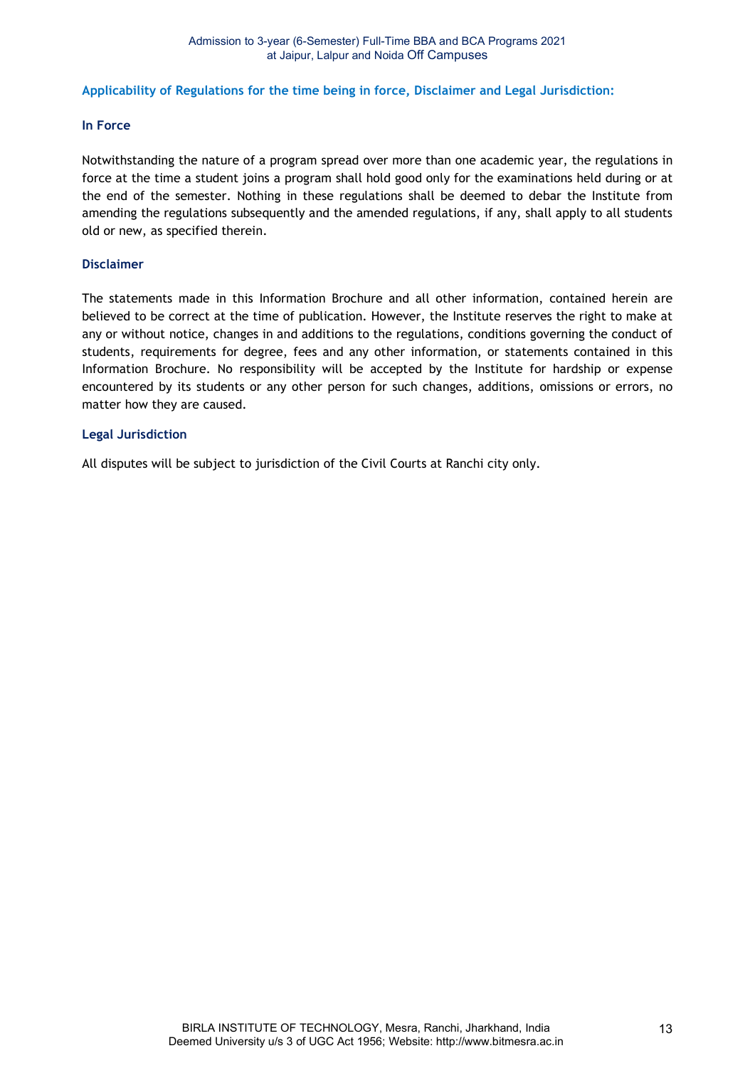## Applicability of Regulations for the time being in force, Disclaimer and Legal Jurisdiction:

### In Force

Notwithstanding the nature of a program spread over more than one academic year, the regulations in force at the time a student joins a program shall hold good only for the examinations held during or at the end of the semester. Nothing in these regulations shall be deemed to debar the Institute from amending the regulations subsequently and the amended regulations, if any, shall apply to all students old or new, as specified therein.

### Disclaimer

The statements made in this Information Brochure and all other information, contained herein are believed to be correct at the time of publication. However, the Institute reserves the right to make at any or without notice, changes in and additions to the regulations, conditions governing the conduct of students, requirements for degree, fees and any other information, or statements contained in this Information Brochure. No responsibility will be accepted by the Institute for hardship or expense encountered by its students or any other person for such changes, additions, omissions or errors, no matter how they are caused.

### Legal Jurisdiction

All disputes will be subject to jurisdiction of the Civil Courts at Ranchi city only.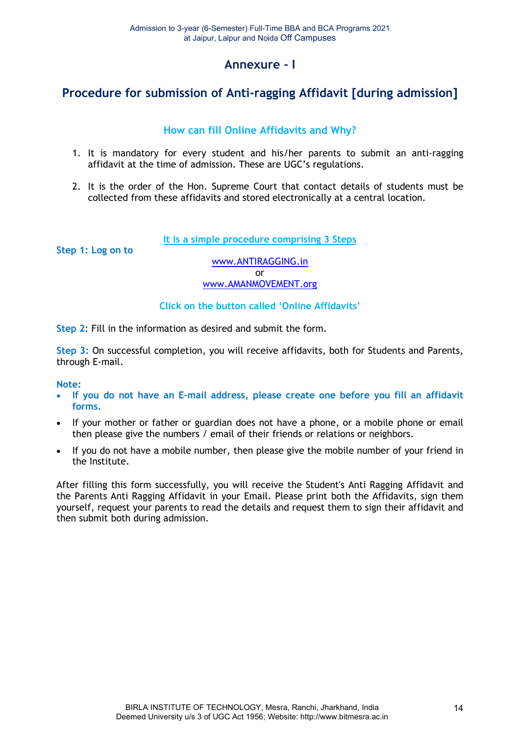## Annexure - I

## Procedure for submission of Anti-ragging Affidavit [during admission]

### How can fill Online Affidavits and Why?

1. It is mandatory for every student and his/her parents to submit an anti-ragging affidavit at the time of admission. These are UGC's regulations.

2. It is the order of the Hon. Supreme Court that contact details of students must be collected from these affidavits and stored electronically at a central location.

**It is a simple procedure comprising 3 Steps**

**Step 1: Log on to**

www.ANTIRAGGING.in
or
www.AMANMOVEMENT.org

**Click on the button called 'Online Affidavits'**

**Step 2:** Fill in the information as desired and submit the form.

**Step 3:** On successful completion, you will receive affidavits, both for Students and Parents, through E-mail.

**Note:**

- **If you do not have an E-mail address, please create one before you fill an affidavit forms.**
- If your mother or father or guardian does not have a phone, or a mobile phone or email then please give the numbers / email of their friends or relations or neighbors.
- If you do not have a mobile number, then please give the mobile number of your friend in the Institute.

After filling this form successfully, you will receive the Student's Anti Ragging Affidavit and the Parents Anti Ragging Affidavit in your Email. Please print both the Affidavits, sign them yourself, request your parents to read the details and request them to sign their affidavit and then submit both during admission.